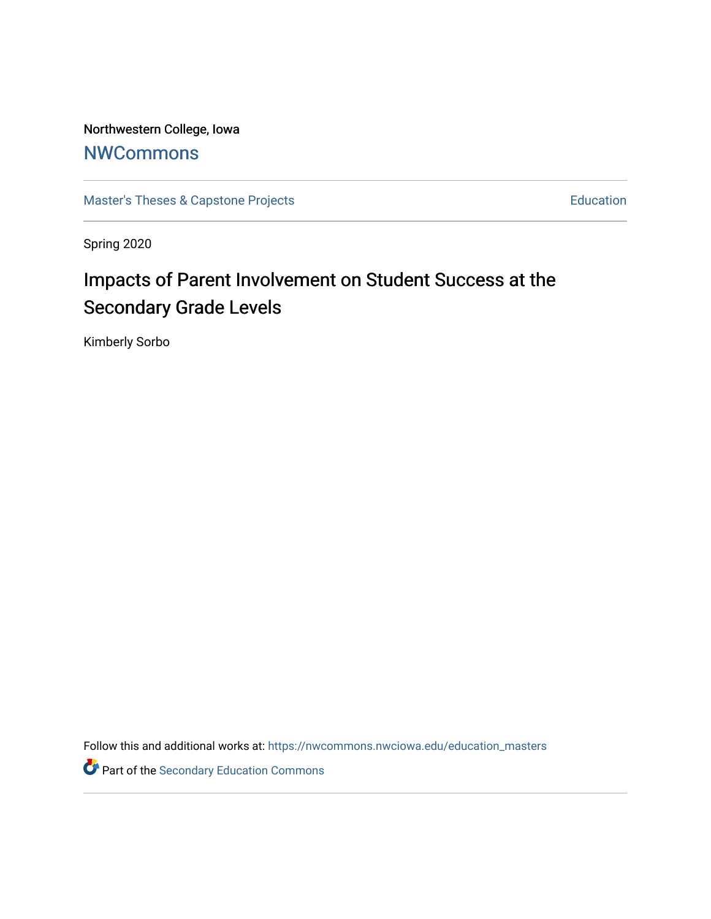Northwestern College, Iowa

NWCommons

Master's Theses & Capstone Projects

Education

Spring 2020

# Impacts of Parent Involvement on Student Success at the Secondary Grade Levels

Kimberly Sorbo

Follow this and additional works at: https://nwcommons.nwciowa.edu/education_masters

Part of the Secondary Education Commons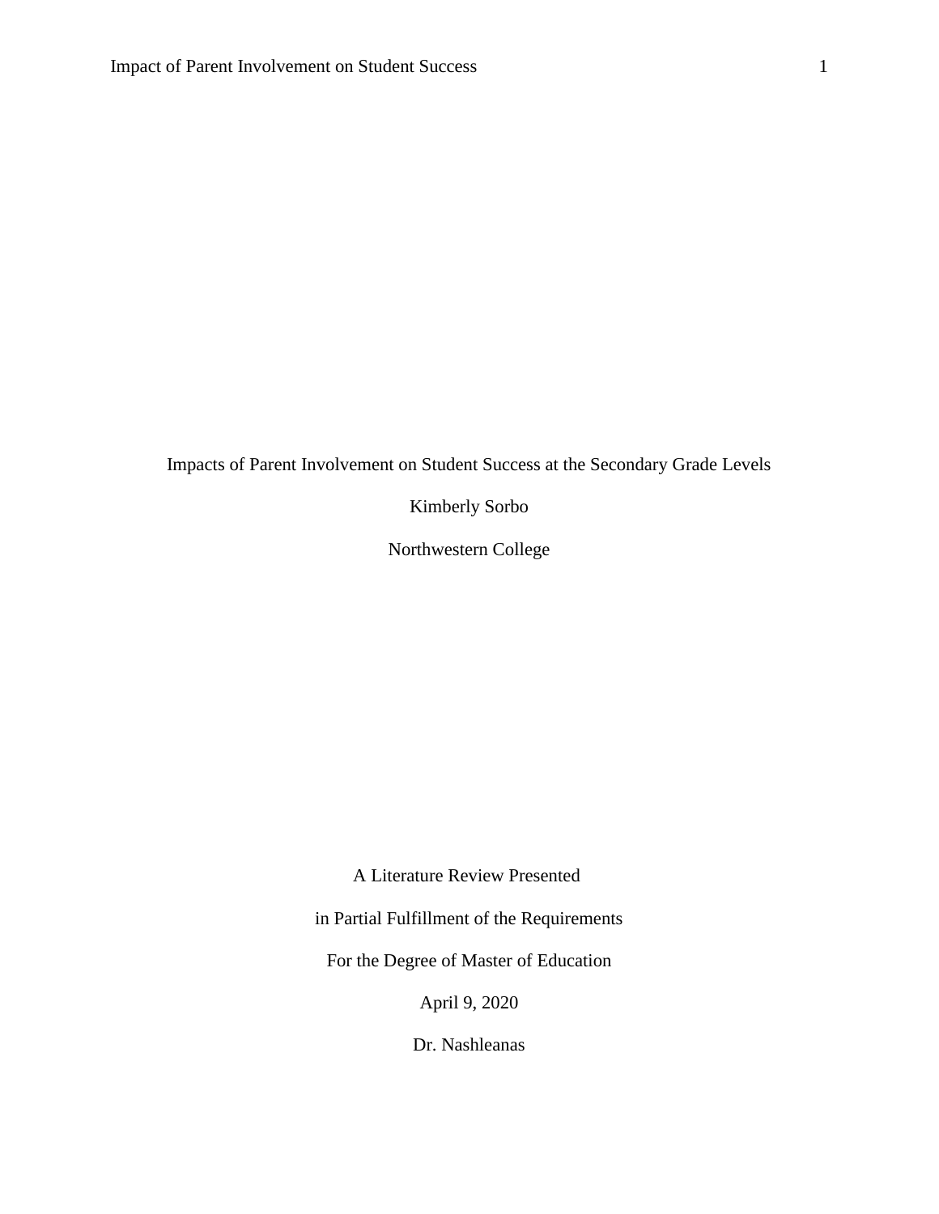Impacts of Parent Involvement on Student Success at the Secondary Grade Levels

Kimberly Sorbo

Northwestern College

A Literature Review Presented

in Partial Fulfillment of the Requirements

For the Degree of Master of Education

April 9, 2020

Dr. Nashleanas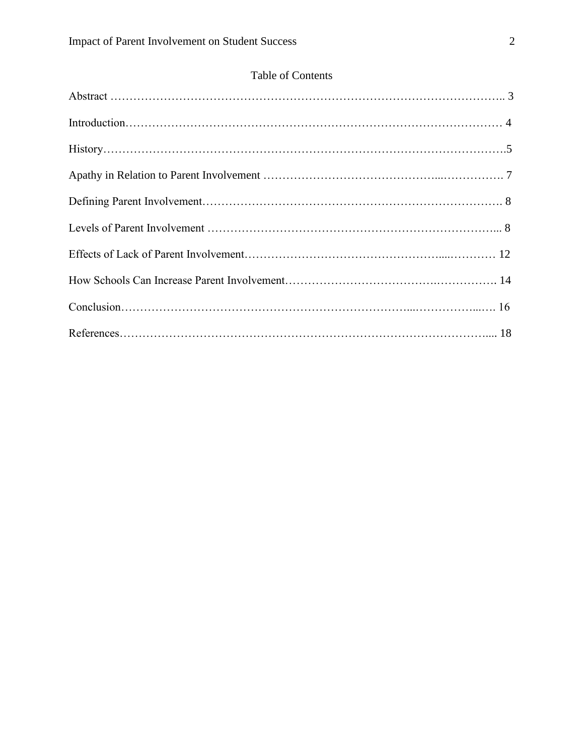# Table of Contents

Abstract .......................................................................................................... 3

Introduction.................................................................................................... 4

History............................................................................................................5

Apathy in Relation to Parent Involvement ..................................................... 7

Defining Parent Involvement......................................................................... 8

Levels of Parent Involvement ........................................................................ 8

Effects of Lack of Parent Involvement.......................................................... 12

How Schools Can Increase Parent Involvement............................................ 14

Conclusion.................................................................................................... 16

References..................................................................................................... 18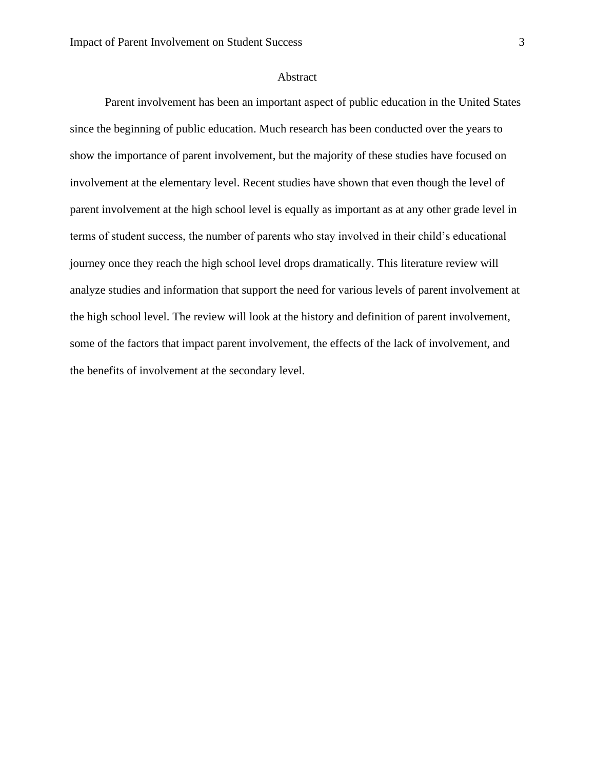# Abstract

Parent involvement has been an important aspect of public education in the United States since the beginning of public education. Much research has been conducted over the years to show the importance of parent involvement, but the majority of these studies have focused on involvement at the elementary level. Recent studies have shown that even though the level of parent involvement at the high school level is equally as important as at any other grade level in terms of student success, the number of parents who stay involved in their child's educational journey once they reach the high school level drops dramatically. This literature review will analyze studies and information that support the need for various levels of parent involvement at the high school level. The review will look at the history and definition of parent involvement, some of the factors that impact parent involvement, the effects of the lack of involvement, and the benefits of involvement at the secondary level.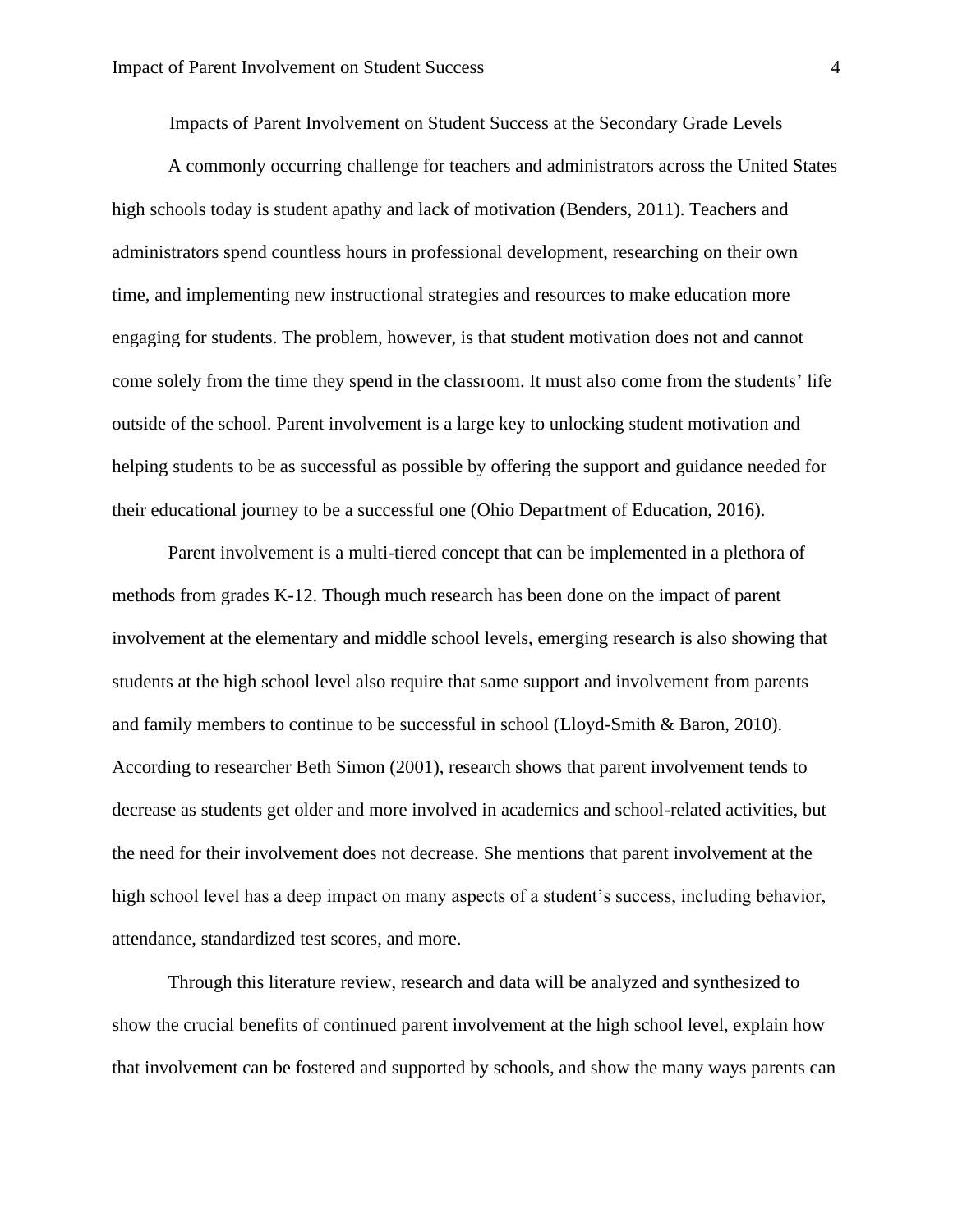# Impacts of Parent Involvement on Student Success at the Secondary Grade Levels

A commonly occurring challenge for teachers and administrators across the United States high schools today is student apathy and lack of motivation (Benders, 2011). Teachers and administrators spend countless hours in professional development, researching on their own time, and implementing new instructional strategies and resources to make education more engaging for students. The problem, however, is that student motivation does not and cannot come solely from the time they spend in the classroom. It must also come from the students' life outside of the school. Parent involvement is a large key to unlocking student motivation and helping students to be as successful as possible by offering the support and guidance needed for their educational journey to be a successful one (Ohio Department of Education, 2016).

Parent involvement is a multi-tiered concept that can be implemented in a plethora of methods from grades K-12. Though much research has been done on the impact of parent involvement at the elementary and middle school levels, emerging research is also showing that students at the high school level also require that same support and involvement from parents and family members to continue to be successful in school (Lloyd-Smith & Baron, 2010). According to researcher Beth Simon (2001), research shows that parent involvement tends to decrease as students get older and more involved in academics and school-related activities, but the need for their involvement does not decrease. She mentions that parent involvement at the high school level has a deep impact on many aspects of a student's success, including behavior, attendance, standardized test scores, and more.

Through this literature review, research and data will be analyzed and synthesized to show the crucial benefits of continued parent involvement at the high school level, explain how that involvement can be fostered and supported by schools, and show the many ways parents can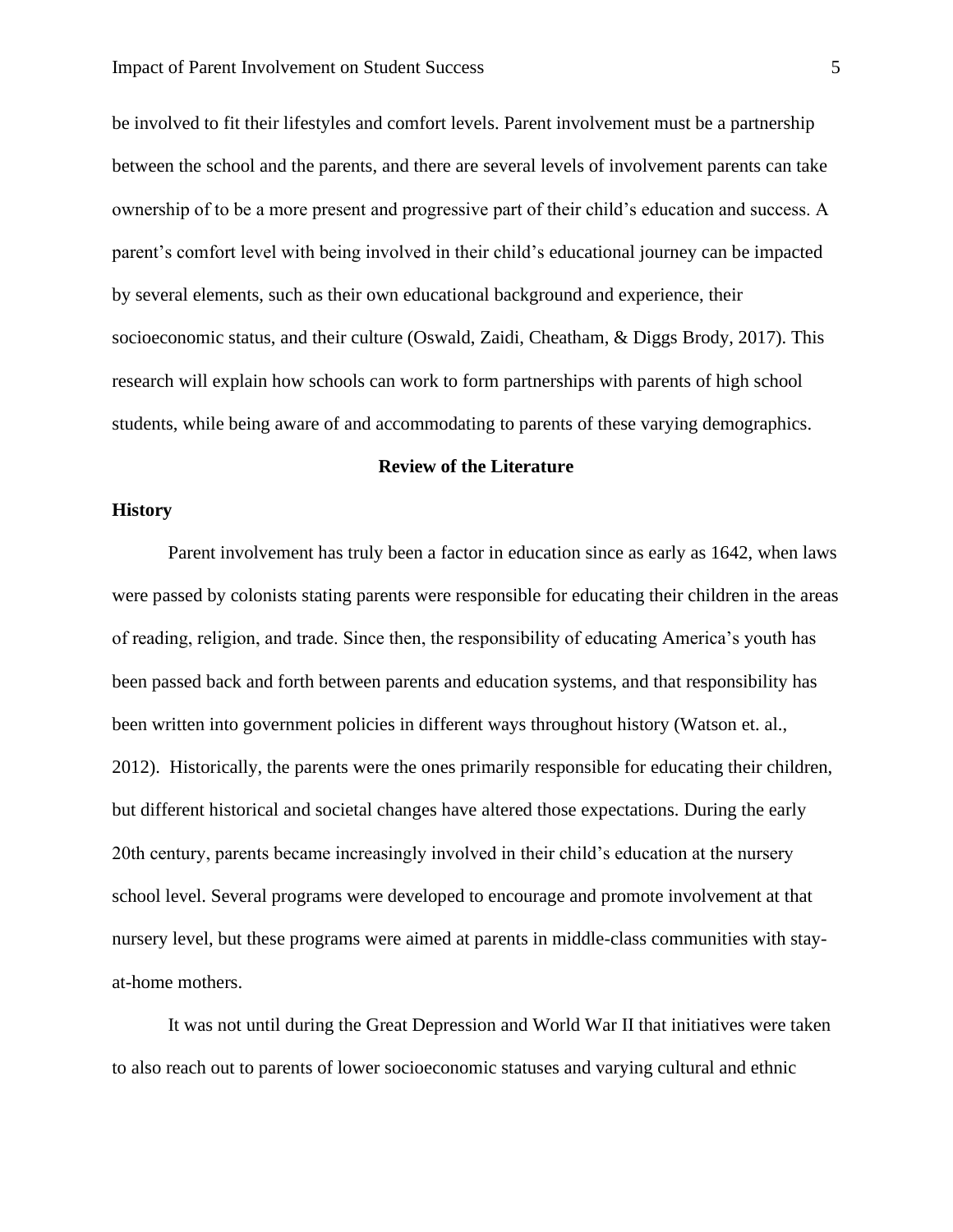be involved to fit their lifestyles and comfort levels. Parent involvement must be a partnership between the school and the parents, and there are several levels of involvement parents can take ownership of to be a more present and progressive part of their child's education and success. A parent's comfort level with being involved in their child's educational journey can be impacted by several elements, such as their own educational background and experience, their socioeconomic status, and their culture (Oswald, Zaidi, Cheatham, & Diggs Brody, 2017). This research will explain how schools can work to form partnerships with parents of high school students, while being aware of and accommodating to parents of these varying demographics.

## Review of the Literature

### History

Parent involvement has truly been a factor in education since as early as 1642, when laws were passed by colonists stating parents were responsible for educating their children in the areas of reading, religion, and trade. Since then, the responsibility of educating America's youth has been passed back and forth between parents and education systems, and that responsibility has been written into government policies in different ways throughout history (Watson et. al., 2012). Historically, the parents were the ones primarily responsible for educating their children, but different historical and societal changes have altered those expectations. During the early 20th century, parents became increasingly involved in their child's education at the nursery school level. Several programs were developed to encourage and promote involvement at that nursery level, but these programs were aimed at parents in middle-class communities with stay-at-home mothers.

It was not until during the Great Depression and World War II that initiatives were taken to also reach out to parents of lower socioeconomic statuses and varying cultural and ethnic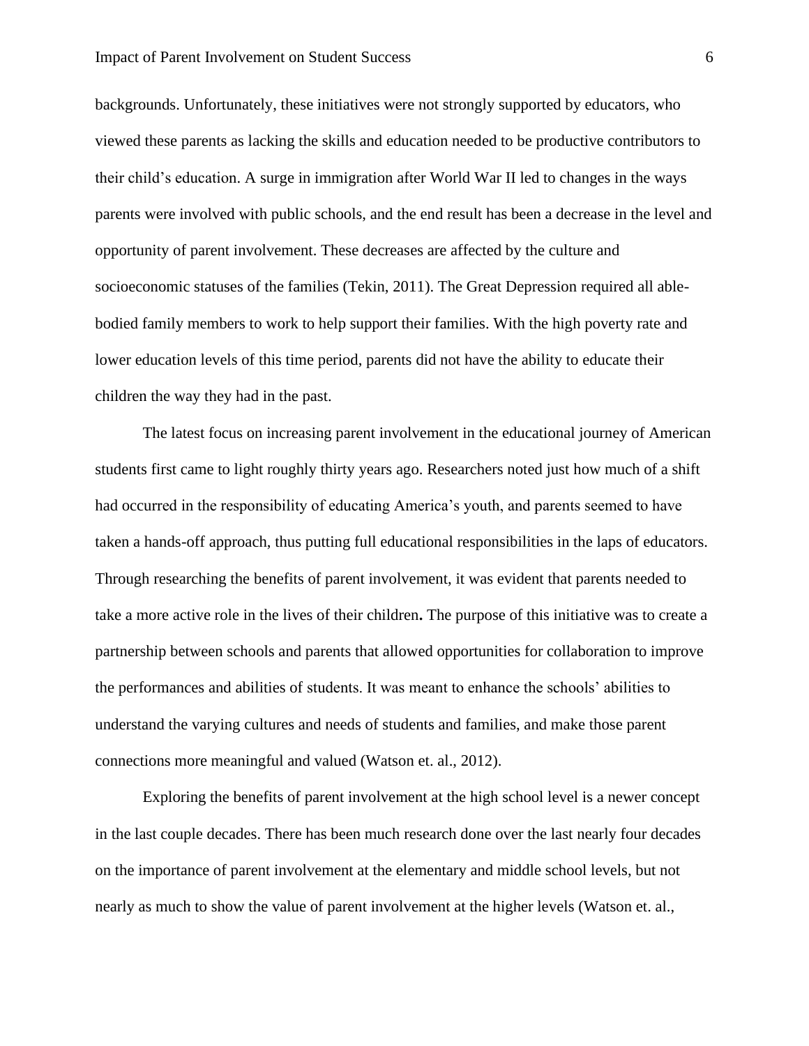backgrounds. Unfortunately, these initiatives were not strongly supported by educators, who viewed these parents as lacking the skills and education needed to be productive contributors to their child's education. A surge in immigration after World War II led to changes in the ways parents were involved with public schools, and the end result has been a decrease in the level and opportunity of parent involvement. These decreases are affected by the culture and socioeconomic statuses of the families (Tekin, 2011). The Great Depression required all able-bodied family members to work to help support their families. With the high poverty rate and lower education levels of this time period, parents did not have the ability to educate their children the way they had in the past.

The latest focus on increasing parent involvement in the educational journey of American students first came to light roughly thirty years ago. Researchers noted just how much of a shift had occurred in the responsibility of educating America's youth, and parents seemed to have taken a hands-off approach, thus putting full educational responsibilities in the laps of educators. Through researching the benefits of parent involvement, it was evident that parents needed to take a more active role in the lives of their children**.** The purpose of this initiative was to create a partnership between schools and parents that allowed opportunities for collaboration to improve the performances and abilities of students. It was meant to enhance the schools' abilities to understand the varying cultures and needs of students and families, and make those parent connections more meaningful and valued (Watson et. al., 2012).

Exploring the benefits of parent involvement at the high school level is a newer concept in the last couple decades. There has been much research done over the last nearly four decades on the importance of parent involvement at the elementary and middle school levels, but not nearly as much to show the value of parent involvement at the higher levels (Watson et. al.,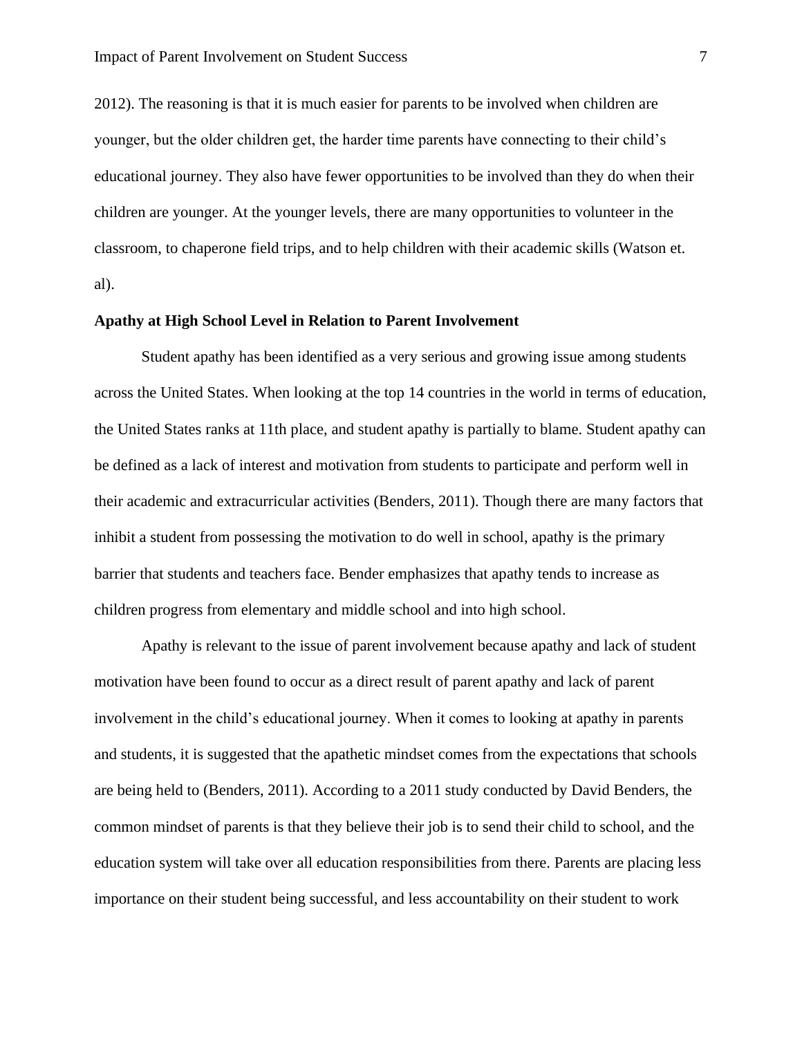2012). The reasoning is that it is much easier for parents to be involved when children are younger, but the older children get, the harder time parents have connecting to their child's educational journey. They also have fewer opportunities to be involved than they do when their children are younger. At the younger levels, there are many opportunities to volunteer in the classroom, to chaperone field trips, and to help children with their academic skills (Watson et. al).

**Apathy at High School Level in Relation to Parent Involvement**

Student apathy has been identified as a very serious and growing issue among students across the United States. When looking at the top 14 countries in the world in terms of education, the United States ranks at 11th place, and student apathy is partially to blame. Student apathy can be defined as a lack of interest and motivation from students to participate and perform well in their academic and extracurricular activities (Benders, 2011). Though there are many factors that inhibit a student from possessing the motivation to do well in school, apathy is the primary barrier that students and teachers face. Bender emphasizes that apathy tends to increase as children progress from elementary and middle school and into high school.

Apathy is relevant to the issue of parent involvement because apathy and lack of student motivation have been found to occur as a direct result of parent apathy and lack of parent involvement in the child's educational journey. When it comes to looking at apathy in parents and students, it is suggested that the apathetic mindset comes from the expectations that schools are being held to (Benders, 2011). According to a 2011 study conducted by David Benders, the common mindset of parents is that they believe their job is to send their child to school, and the education system will take over all education responsibilities from there. Parents are placing less importance on their student being successful, and less accountability on their student to work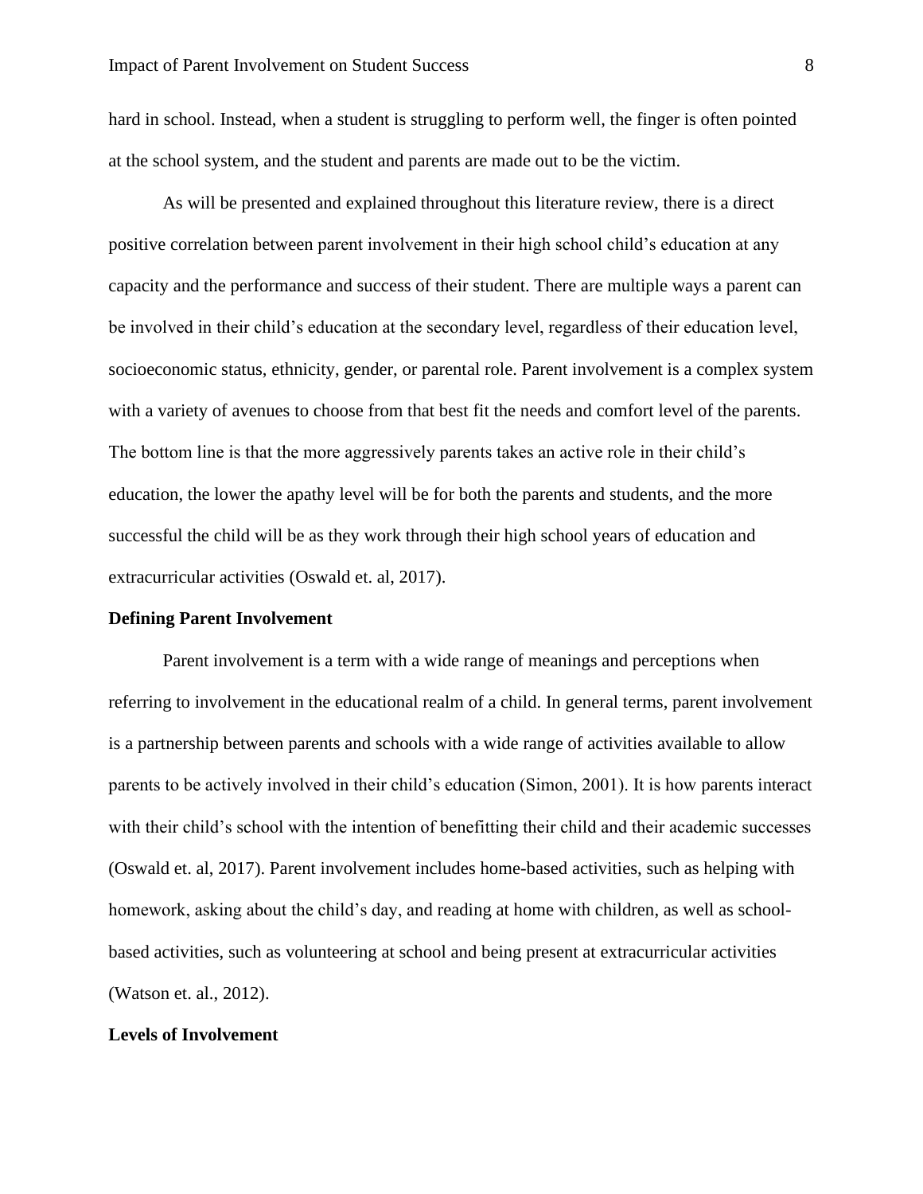hard in school. Instead, when a student is struggling to perform well, the finger is often pointed at the school system, and the student and parents are made out to be the victim.

As will be presented and explained throughout this literature review, there is a direct positive correlation between parent involvement in their high school child's education at any capacity and the performance and success of their student. There are multiple ways a parent can be involved in their child's education at the secondary level, regardless of their education level, socioeconomic status, ethnicity, gender, or parental role. Parent involvement is a complex system with a variety of avenues to choose from that best fit the needs and comfort level of the parents. The bottom line is that the more aggressively parents takes an active role in their child's education, the lower the apathy level will be for both the parents and students, and the more successful the child will be as they work through their high school years of education and extracurricular activities (Oswald et. al, 2017).

## Defining Parent Involvement

Parent involvement is a term with a wide range of meanings and perceptions when referring to involvement in the educational realm of a child. In general terms, parent involvement is a partnership between parents and schools with a wide range of activities available to allow parents to be actively involved in their child's education (Simon, 2001). It is how parents interact with their child's school with the intention of benefitting their child and their academic successes (Oswald et. al, 2017). Parent involvement includes home-based activities, such as helping with homework, asking about the child's day, and reading at home with children, as well as school-based activities, such as volunteering at school and being present at extracurricular activities (Watson et. al., 2012).

## Levels of Involvement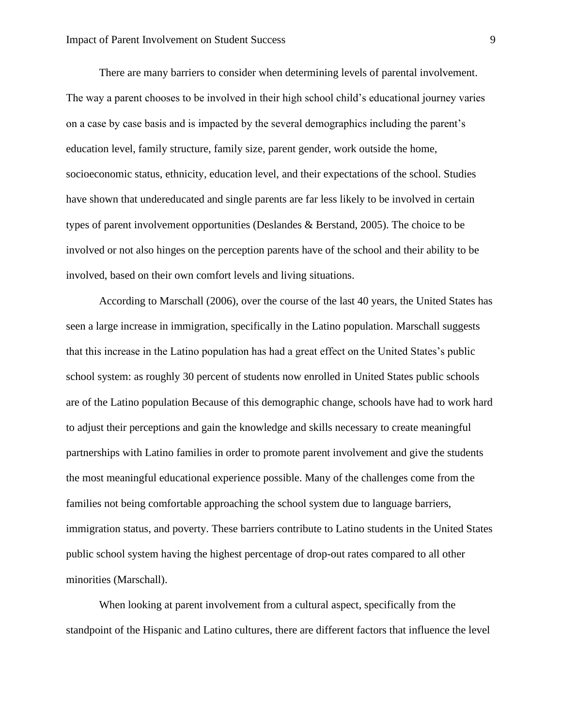There are many barriers to consider when determining levels of parental involvement. The way a parent chooses to be involved in their high school child's educational journey varies on a case by case basis and is impacted by the several demographics including the parent's education level, family structure, family size, parent gender, work outside the home, socioeconomic status, ethnicity, education level, and their expectations of the school. Studies have shown that undereducated and single parents are far less likely to be involved in certain types of parent involvement opportunities (Deslandes & Berstand, 2005). The choice to be involved or not also hinges on the perception parents have of the school and their ability to be involved, based on their own comfort levels and living situations.

According to Marschall (2006), over the course of the last 40 years, the United States has seen a large increase in immigration, specifically in the Latino population. Marschall suggests that this increase in the Latino population has had a great effect on the United States's public school system: as roughly 30 percent of students now enrolled in United States public schools are of the Latino population Because of this demographic change, schools have had to work hard to adjust their perceptions and gain the knowledge and skills necessary to create meaningful partnerships with Latino families in order to promote parent involvement and give the students the most meaningful educational experience possible. Many of the challenges come from the families not being comfortable approaching the school system due to language barriers, immigration status, and poverty. These barriers contribute to Latino students in the United States public school system having the highest percentage of drop-out rates compared to all other minorities (Marschall).

When looking at parent involvement from a cultural aspect, specifically from the standpoint of the Hispanic and Latino cultures, there are different factors that influence the level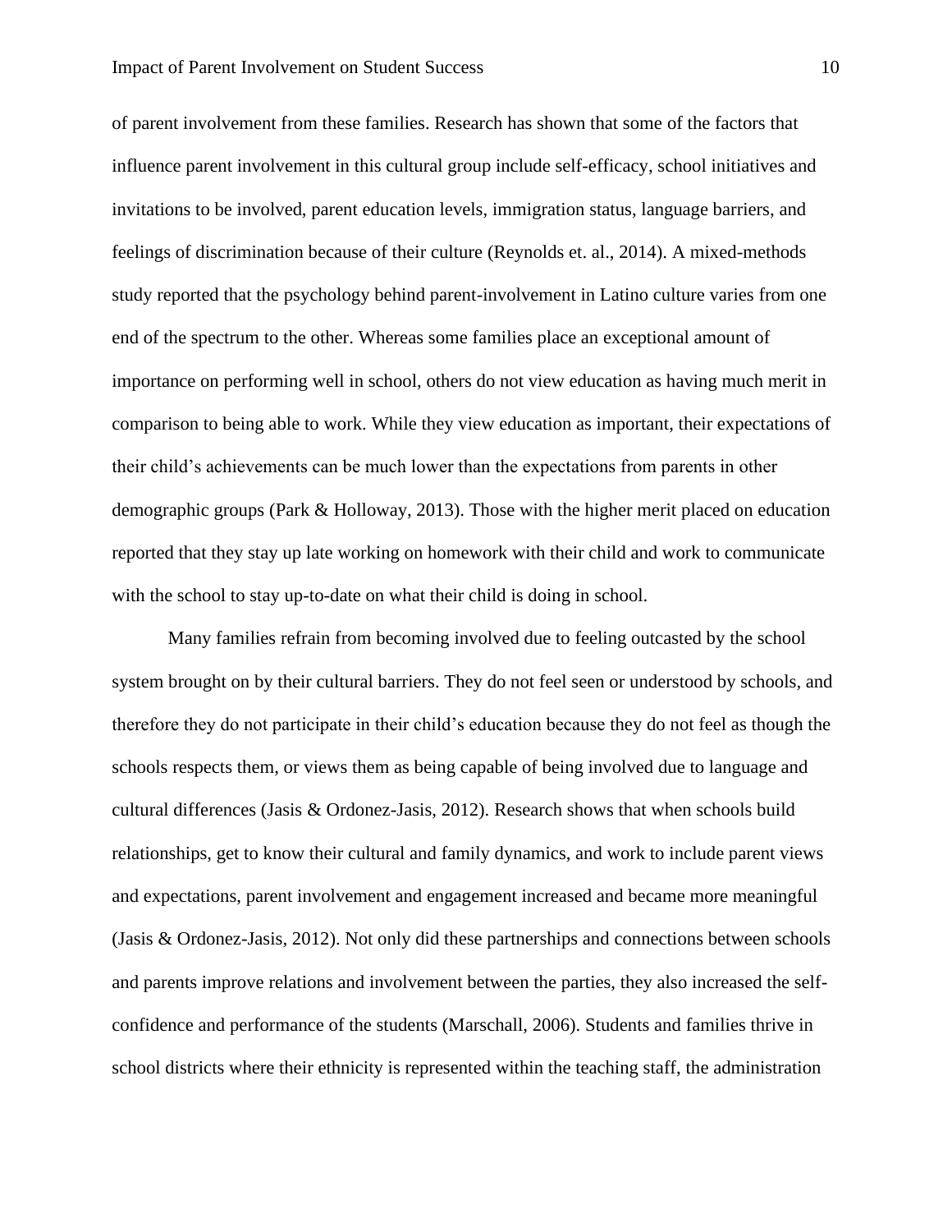of parent involvement from these families. Research has shown that some of the factors that influence parent involvement in this cultural group include self-efficacy, school initiatives and invitations to be involved, parent education levels, immigration status, language barriers, and feelings of discrimination because of their culture (Reynolds et. al., 2014). A mixed-methods study reported that the psychology behind parent-involvement in Latino culture varies from one end of the spectrum to the other. Whereas some families place an exceptional amount of importance on performing well in school, others do not view education as having much merit in comparison to being able to work. While they view education as important, their expectations of their child's achievements can be much lower than the expectations from parents in other demographic groups (Park & Holloway, 2013). Those with the higher merit placed on education reported that they stay up late working on homework with their child and work to communicate with the school to stay up-to-date on what their child is doing in school.

Many families refrain from becoming involved due to feeling outcasted by the school system brought on by their cultural barriers. They do not feel seen or understood by schools, and therefore they do not participate in their child's education because they do not feel as though the schools respects them, or views them as being capable of being involved due to language and cultural differences (Jasis & Ordonez-Jasis, 2012). Research shows that when schools build relationships, get to know their cultural and family dynamics, and work to include parent views and expectations, parent involvement and engagement increased and became more meaningful (Jasis & Ordonez-Jasis, 2012). Not only did these partnerships and connections between schools and parents improve relations and involvement between the parties, they also increased the self-confidence and performance of the students (Marschall, 2006). Students and families thrive in school districts where their ethnicity is represented within the teaching staff, the administration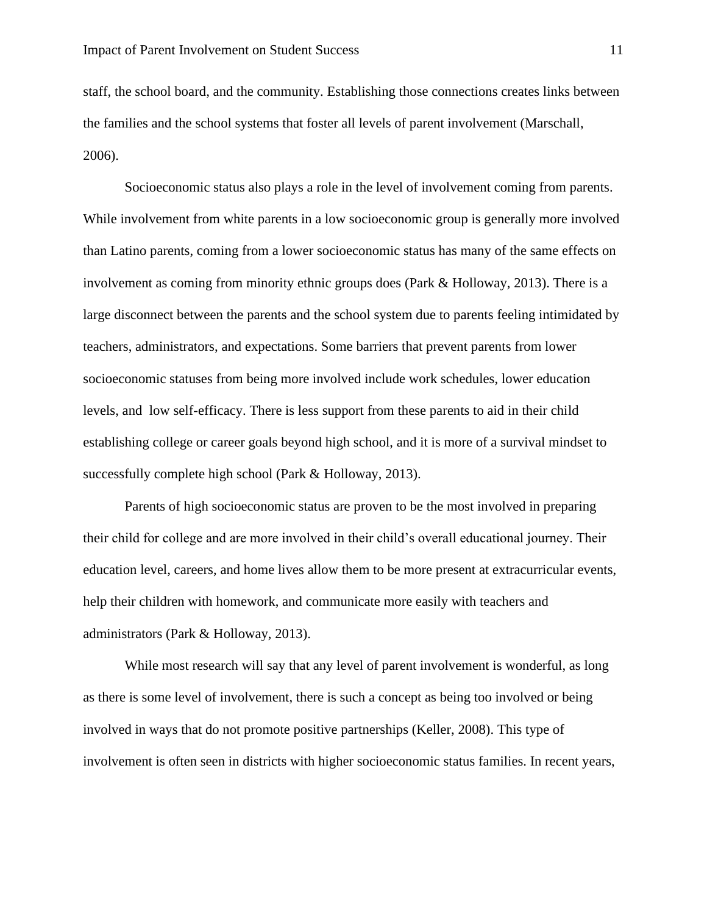staff, the school board, and the community. Establishing those connections creates links between the families and the school systems that foster all levels of parent involvement (Marschall, 2006).

Socioeconomic status also plays a role in the level of involvement coming from parents. While involvement from white parents in a low socioeconomic group is generally more involved than Latino parents, coming from a lower socioeconomic status has many of the same effects on involvement as coming from minority ethnic groups does (Park & Holloway, 2013). There is a large disconnect between the parents and the school system due to parents feeling intimidated by teachers, administrators, and expectations. Some barriers that prevent parents from lower socioeconomic statuses from being more involved include work schedules, lower education levels, and  low self-efficacy. There is less support from these parents to aid in their child establishing college or career goals beyond high school, and it is more of a survival mindset to successfully complete high school (Park & Holloway, 2013).

Parents of high socioeconomic status are proven to be the most involved in preparing their child for college and are more involved in their child's overall educational journey. Their education level, careers, and home lives allow them to be more present at extracurricular events, help their children with homework, and communicate more easily with teachers and administrators (Park & Holloway, 2013).

While most research will say that any level of parent involvement is wonderful, as long as there is some level of involvement, there is such a concept as being too involved or being involved in ways that do not promote positive partnerships (Keller, 2008). This type of involvement is often seen in districts with higher socioeconomic status families. In recent years,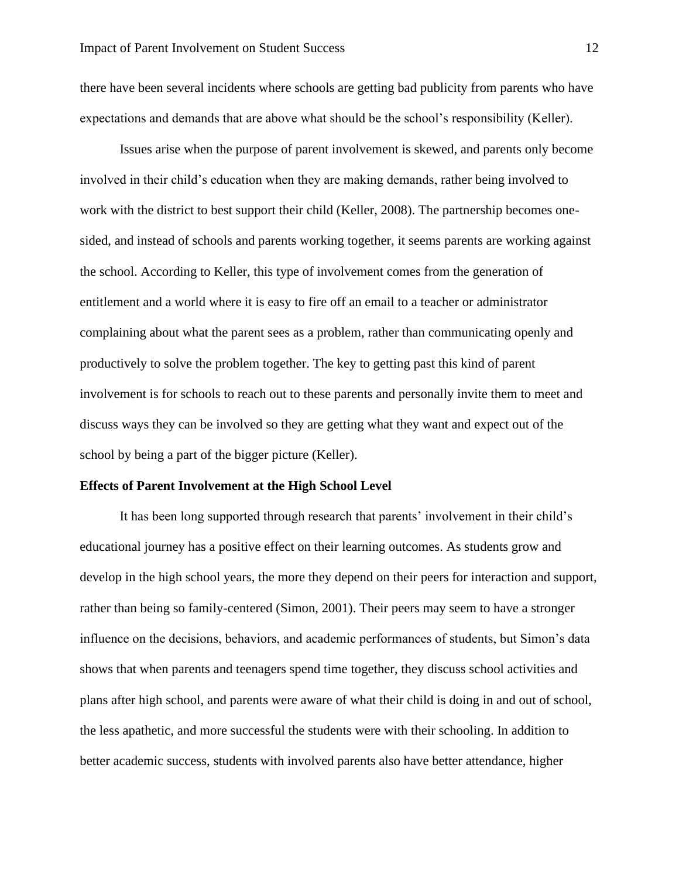there have been several incidents where schools are getting bad publicity from parents who have expectations and demands that are above what should be the school's responsibility (Keller).

Issues arise when the purpose of parent involvement is skewed, and parents only become involved in their child's education when they are making demands, rather being involved to work with the district to best support their child (Keller, 2008). The partnership becomes one-sided, and instead of schools and parents working together, it seems parents are working against the school. According to Keller, this type of involvement comes from the generation of entitlement and a world where it is easy to fire off an email to a teacher or administrator complaining about what the parent sees as a problem, rather than communicating openly and productively to solve the problem together. The key to getting past this kind of parent involvement is for schools to reach out to these parents and personally invite them to meet and discuss ways they can be involved so they are getting what they want and expect out of the school by being a part of the bigger picture (Keller).

**Effects of Parent Involvement at the High School Level**

It has been long supported through research that parents' involvement in their child's educational journey has a positive effect on their learning outcomes. As students grow and develop in the high school years, the more they depend on their peers for interaction and support, rather than being so family-centered (Simon, 2001). Their peers may seem to have a stronger influence on the decisions, behaviors, and academic performances of students, but Simon's data shows that when parents and teenagers spend time together, they discuss school activities and plans after high school, and parents were aware of what their child is doing in and out of school, the less apathetic, and more successful the students were with their schooling. In addition to better academic success, students with involved parents also have better attendance, higher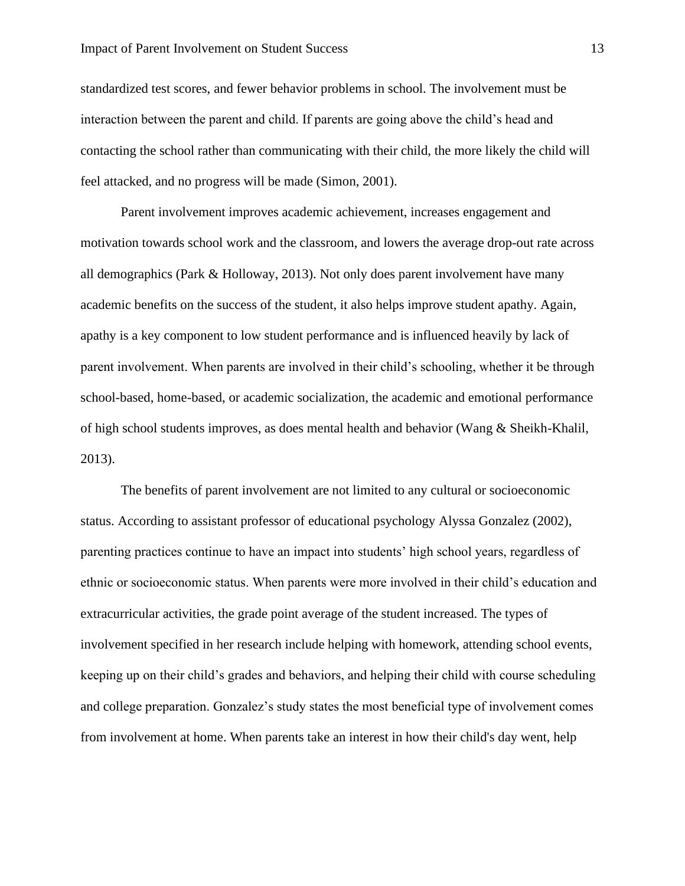standardized test scores, and fewer behavior problems in school. The involvement must be interaction between the parent and child. If parents are going above the child's head and contacting the school rather than communicating with their child, the more likely the child will feel attacked, and no progress will be made (Simon, 2001).

Parent involvement improves academic achievement, increases engagement and motivation towards school work and the classroom, and lowers the average drop-out rate across all demographics (Park & Holloway, 2013). Not only does parent involvement have many academic benefits on the success of the student, it also helps improve student apathy. Again, apathy is a key component to low student performance and is influenced heavily by lack of parent involvement. When parents are involved in their child's schooling, whether it be through school-based, home-based, or academic socialization, the academic and emotional performance of high school students improves, as does mental health and behavior (Wang & Sheikh-Khalil, 2013).

The benefits of parent involvement are not limited to any cultural or socioeconomic status. According to assistant professor of educational psychology Alyssa Gonzalez (2002), parenting practices continue to have an impact into students' high school years, regardless of ethnic or socioeconomic status. When parents were more involved in their child's education and extracurricular activities, the grade point average of the student increased. The types of involvement specified in her research include helping with homework, attending school events, keeping up on their child's grades and behaviors, and helping their child with course scheduling and college preparation. Gonzalez's study states the most beneficial type of involvement comes from involvement at home. When parents take an interest in how their child's day went, help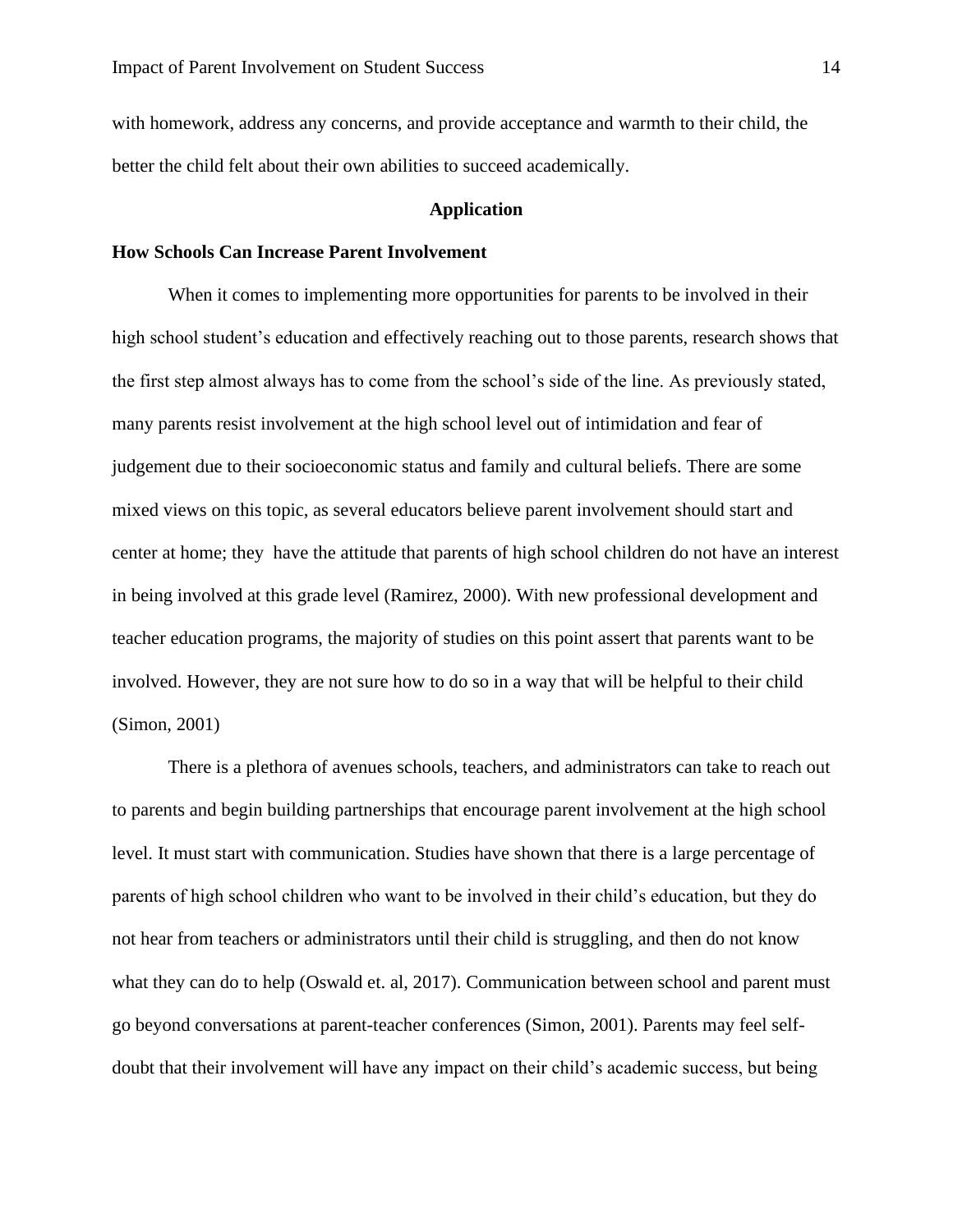with homework, address any concerns, and provide acceptance and warmth to their child, the better the child felt about their own abilities to succeed academically.

## Application

### How Schools Can Increase Parent Involvement

When it comes to implementing more opportunities for parents to be involved in their high school student's education and effectively reaching out to those parents, research shows that the first step almost always has to come from the school's side of the line. As previously stated, many parents resist involvement at the high school level out of intimidation and fear of judgement due to their socioeconomic status and family and cultural beliefs. There are some mixed views on this topic, as several educators believe parent involvement should start and center at home; they  have the attitude that parents of high school children do not have an interest in being involved at this grade level (Ramirez, 2000). With new professional development and teacher education programs, the majority of studies on this point assert that parents want to be involved. However, they are not sure how to do so in a way that will be helpful to their child (Simon, 2001)

There is a plethora of avenues schools, teachers, and administrators can take to reach out to parents and begin building partnerships that encourage parent involvement at the high school level. It must start with communication. Studies have shown that there is a large percentage of parents of high school children who want to be involved in their child's education, but they do not hear from teachers or administrators until their child is struggling, and then do not know what they can do to help (Oswald et. al, 2017). Communication between school and parent must go beyond conversations at parent-teacher conferences (Simon, 2001). Parents may feel self-doubt that their involvement will have any impact on their child's academic success, but being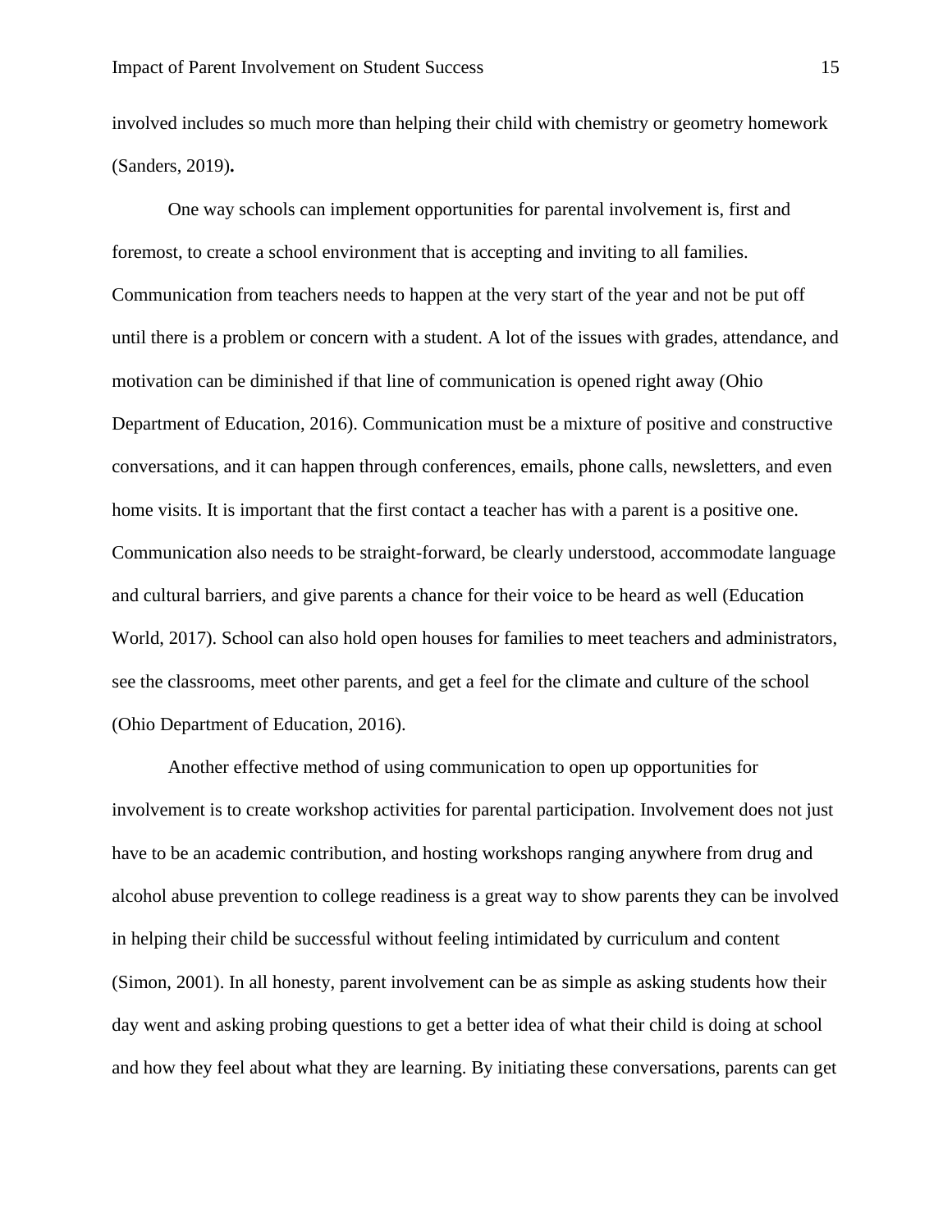involved includes so much more than helping their child with chemistry or geometry homework (Sanders, 2019)**.**

One way schools can implement opportunities for parental involvement is, first and foremost, to create a school environment that is accepting and inviting to all families. Communication from teachers needs to happen at the very start of the year and not be put off until there is a problem or concern with a student. A lot of the issues with grades, attendance, and motivation can be diminished if that line of communication is opened right away (Ohio Department of Education, 2016). Communication must be a mixture of positive and constructive conversations, and it can happen through conferences, emails, phone calls, newsletters, and even home visits. It is important that the first contact a teacher has with a parent is a positive one. Communication also needs to be straight-forward, be clearly understood, accommodate language and cultural barriers, and give parents a chance for their voice to be heard as well (Education World, 2017). School can also hold open houses for families to meet teachers and administrators, see the classrooms, meet other parents, and get a feel for the climate and culture of the school (Ohio Department of Education, 2016).

Another effective method of using communication to open up opportunities for involvement is to create workshop activities for parental participation. Involvement does not just have to be an academic contribution, and hosting workshops ranging anywhere from drug and alcohol abuse prevention to college readiness is a great way to show parents they can be involved in helping their child be successful without feeling intimidated by curriculum and content (Simon, 2001). In all honesty, parent involvement can be as simple as asking students how their day went and asking probing questions to get a better idea of what their child is doing at school and how they feel about what they are learning. By initiating these conversations, parents can get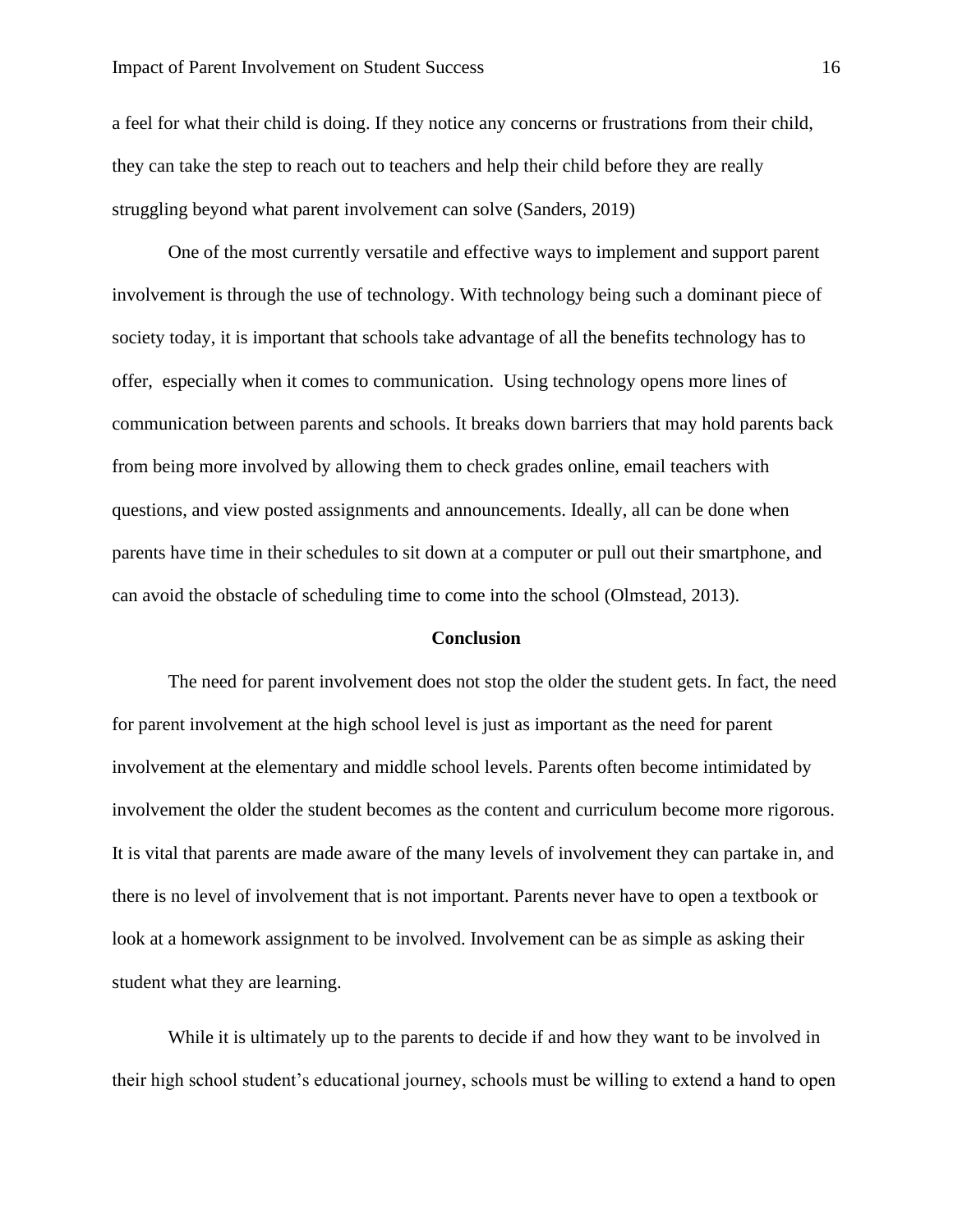a feel for what their child is doing. If they notice any concerns or frustrations from their child, they can take the step to reach out to teachers and help their child before they are really struggling beyond what parent involvement can solve (Sanders, 2019)

One of the most currently versatile and effective ways to implement and support parent involvement is through the use of technology. With technology being such a dominant piece of society today, it is important that schools take advantage of all the benefits technology has to offer, especially when it comes to communication. Using technology opens more lines of communication between parents and schools. It breaks down barriers that may hold parents back from being more involved by allowing them to check grades online, email teachers with questions, and view posted assignments and announcements. Ideally, all can be done when parents have time in their schedules to sit down at a computer or pull out their smartphone, and can avoid the obstacle of scheduling time to come into the school (Olmstead, 2013).

## Conclusion

The need for parent involvement does not stop the older the student gets. In fact, the need for parent involvement at the high school level is just as important as the need for parent involvement at the elementary and middle school levels. Parents often become intimidated by involvement the older the student becomes as the content and curriculum become more rigorous. It is vital that parents are made aware of the many levels of involvement they can partake in, and there is no level of involvement that is not important. Parents never have to open a textbook or look at a homework assignment to be involved. Involvement can be as simple as asking their student what they are learning.

While it is ultimately up to the parents to decide if and how they want to be involved in their high school student's educational journey, schools must be willing to extend a hand to open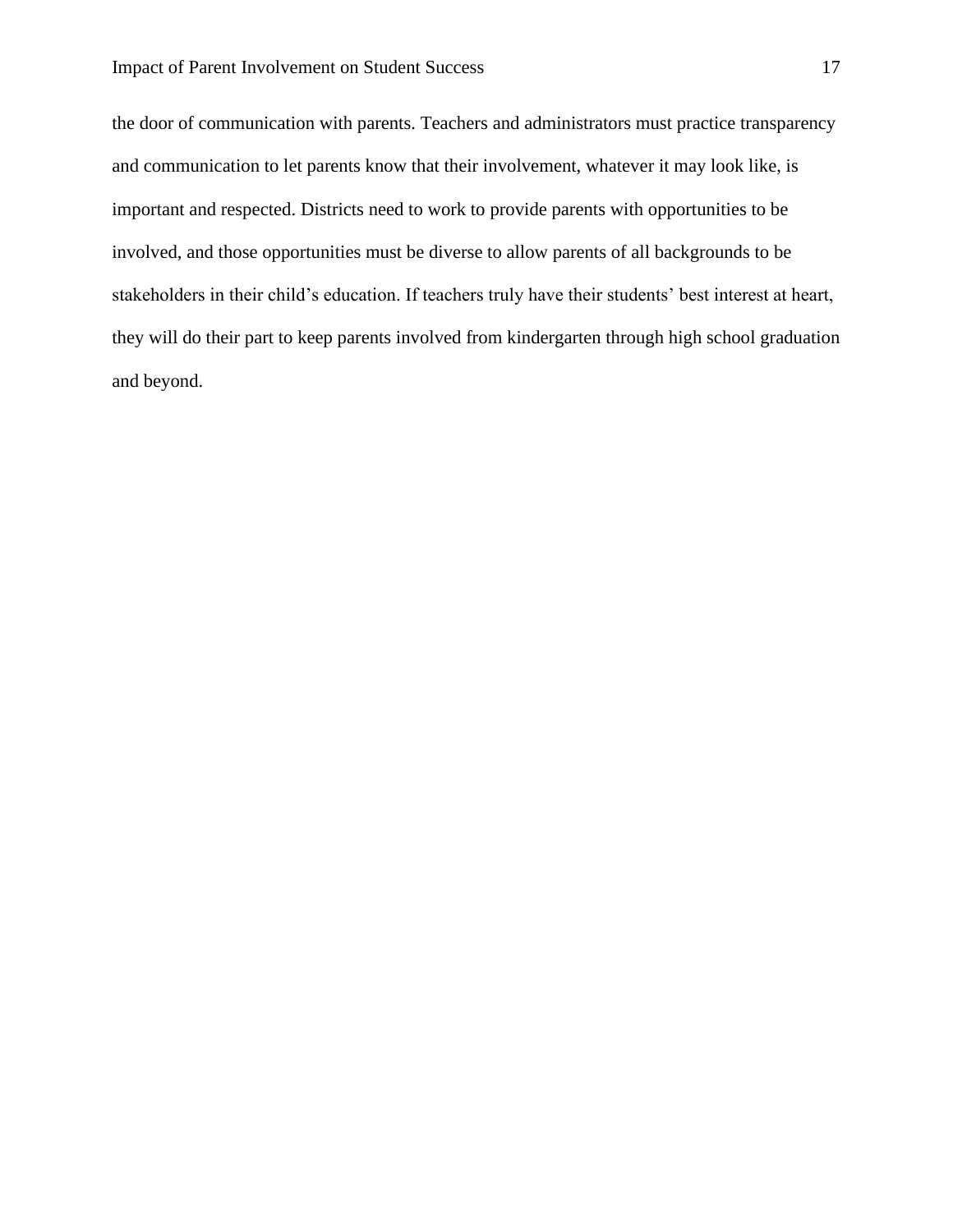the door of communication with parents. Teachers and administrators must practice transparency and communication to let parents know that their involvement, whatever it may look like, is important and respected. Districts need to work to provide parents with opportunities to be involved, and those opportunities must be diverse to allow parents of all backgrounds to be stakeholders in their child's education. If teachers truly have their students' best interest at heart, they will do their part to keep parents involved from kindergarten through high school graduation and beyond.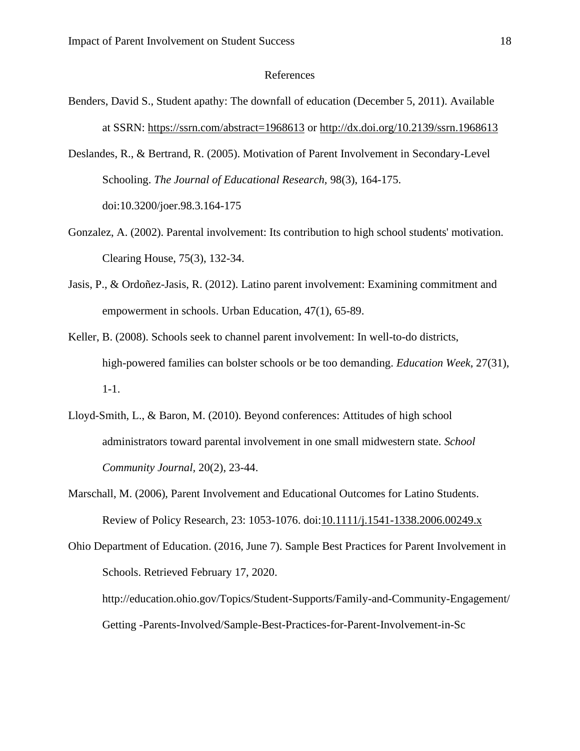# References

Benders, David S., Student apathy: The downfall of education (December 5, 2011). Available at SSRN: https://ssrn.com/abstract=1968613 or http://dx.doi.org/10.2139/ssrn.1968613

Deslandes, R., & Bertrand, R. (2005). Motivation of Parent Involvement in Secondary-Level Schooling. *The Journal of Educational Research,* 98(3), 164-175. doi:10.3200/joer.98.3.164-175

Gonzalez, A. (2002). Parental involvement: Its contribution to high school students' motivation. Clearing House, 75(3), 132-34.

Jasis, P., & Ordoñez-Jasis, R. (2012). Latino parent involvement: Examining commitment and empowerment in schools. Urban Education, 47(1), 65-89.

Keller, B. (2008). Schools seek to channel parent involvement: In well-to-do districts, high-powered families can bolster schools or be too demanding. *Education Week*, 27(31), 1-1.

Lloyd-Smith, L., & Baron, M. (2010). Beyond conferences: Attitudes of high school administrators toward parental involvement in one small midwestern state. *School Community Journal*, 20(2), 23-44.

Marschall, M. (2006), Parent Involvement and Educational Outcomes for Latino Students. Review of Policy Research, 23: 1053-1076. doi:10.1111/j.1541-1338.2006.00249.x

Ohio Department of Education. (2016, June 7). Sample Best Practices for Parent Involvement in Schools. Retrieved February 17, 2020. http://education.ohio.gov/Topics/Student-Supports/Family-and-Community-Engagement/Getting -Parents-Involved/Sample-Best-Practices-for-Parent-Involvement-in-Sc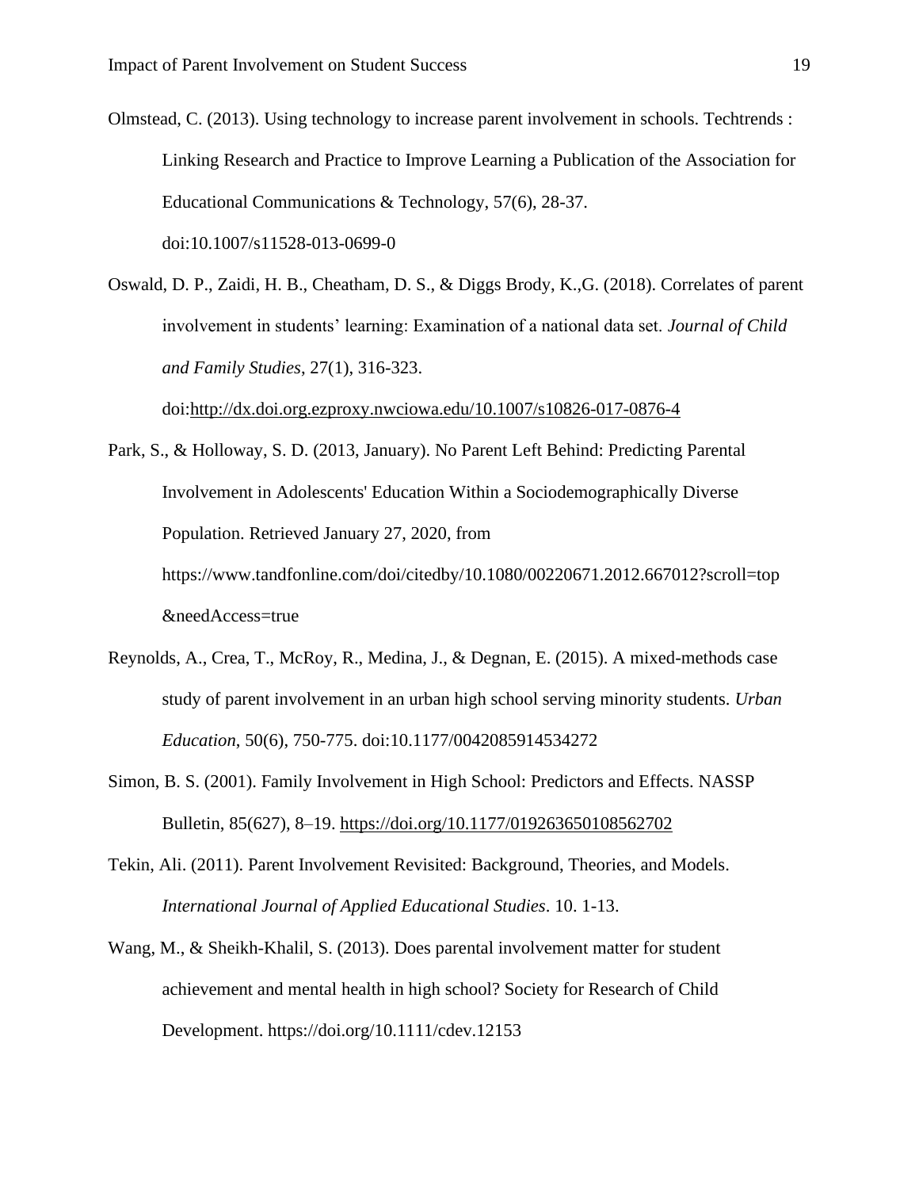Olmstead, C. (2013). Using technology to increase parent involvement in schools. Techtrends : Linking Research and Practice to Improve Learning a Publication of the Association for Educational Communications & Technology, 57(6), 28-37. doi:10.1007/s11528-013-0699-0

Oswald, D. P., Zaidi, H. B., Cheatham, D. S., & Diggs Brody, K.,G. (2018). Correlates of parent involvement in students' learning: Examination of a national data set. *Journal of Child and Family Studies*, 27(1), 316-323. doi:http://dx.doi.org.ezproxy.nwciowa.edu/10.1007/s10826-017-0876-4

Park, S., & Holloway, S. D. (2013, January). No Parent Left Behind: Predicting Parental Involvement in Adolescents' Education Within a Sociodemographically Diverse Population. Retrieved January 27, 2020, from https://www.tandfonline.com/doi/citedby/10.1080/00220671.2012.667012?scroll=top&needAccess=true

Reynolds, A., Crea, T., McRoy, R., Medina, J., & Degnan, E. (2015). A mixed-methods case study of parent involvement in an urban high school serving minority students. *Urban Education*, 50(6), 750-775. doi:10.1177/0042085914534272

Simon, B. S. (2001). Family Involvement in High School: Predictors and Effects. NASSP Bulletin, 85(627), 8–19. https://doi.org/10.1177/019263650108562702

Tekin, Ali. (2011). Parent Involvement Revisited: Background, Theories, and Models. *International Journal of Applied Educational Studies*. 10. 1-13.

Wang, M., & Sheikh-Khalil, S. (2013). Does parental involvement matter for student achievement and mental health in high school? Society for Research of Child Development. https://doi.org/10.1111/cdev.12153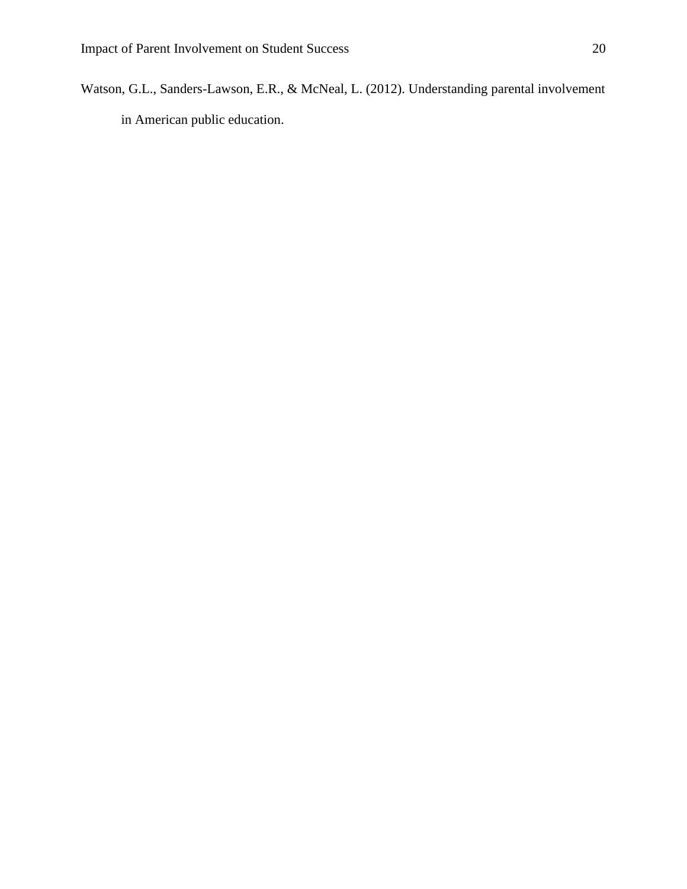Watson, G.L., Sanders-Lawson, E.R., & McNeal, L. (2012). Understanding parental involvement in American public education.